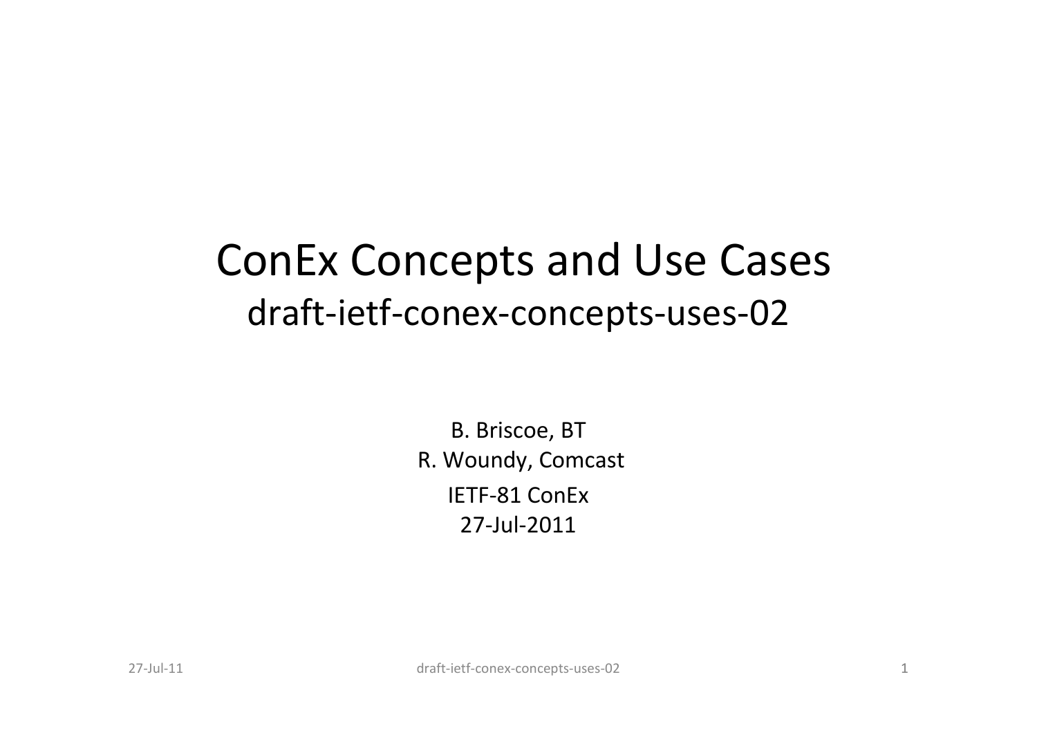# ConEx Concepts and Use Cases

## draft-ietf-conex-concepts-uses-02

B. Briscoe, BT

R. Woundy, Comcast

IETF-81 ConEx

27-Jul-2011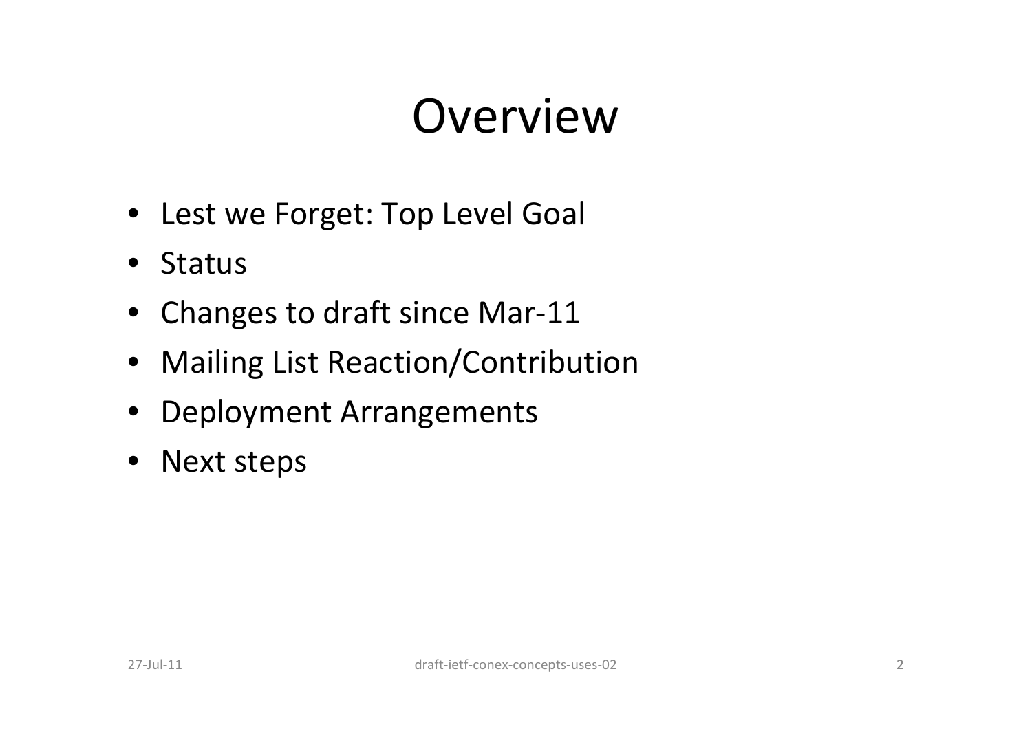# Overview

- Lest we Forget: Top Level Goal
- Status
- Changes to draft since Mar-11
- Mailing List Reaction/Contribution
- Deployment Arrangements
- Next steps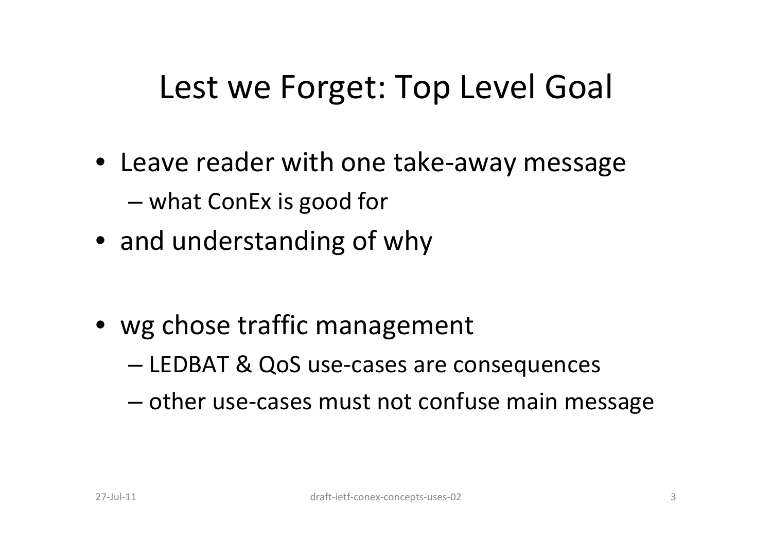# Lest we Forget: Top Level Goal

- Leave reader with one take-away message
  - what ConEx is good for
- and understanding of why

- wg chose traffic management
  - LEDBAT & QoS use-cases are consequences
  - other use-cases must not confuse main message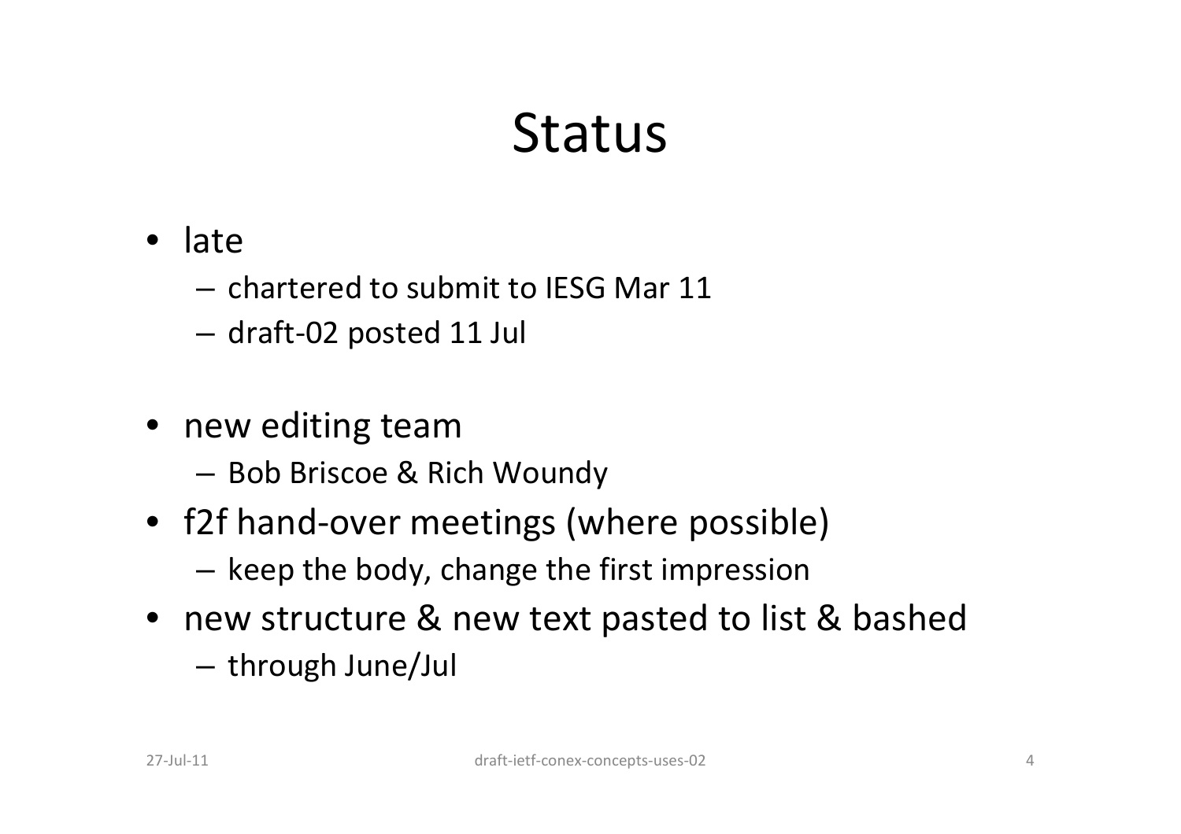# Status

- late
  - chartered to submit to IESG Mar 11
  - draft-02 posted 11 Jul
- new editing team
  - Bob Briscoe & Rich Woundy
- f2f hand-over meetings (where possible)
  - keep the body, change the first impression
- new structure & new text pasted to list & bashed
  - through June/Jul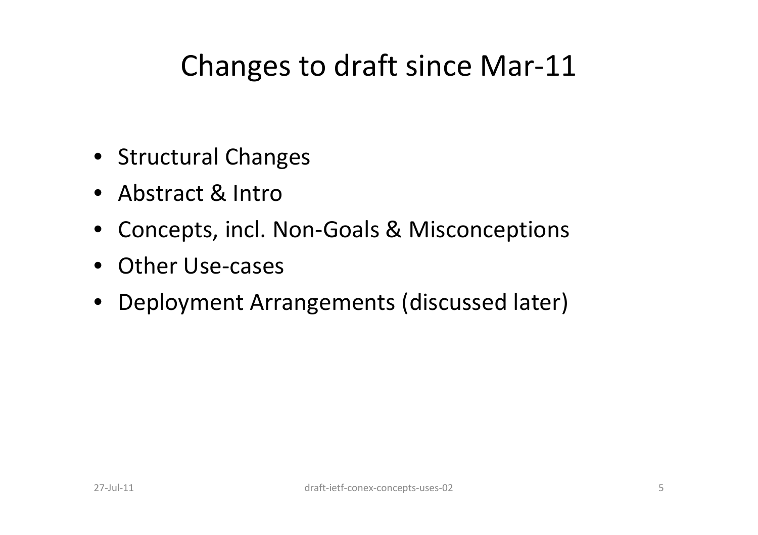# Changes to draft since Mar-11

- Structural Changes
- Abstract & Intro
- Concepts, incl. Non-Goals & Misconceptions
- Other Use-cases
- Deployment Arrangements (discussed later)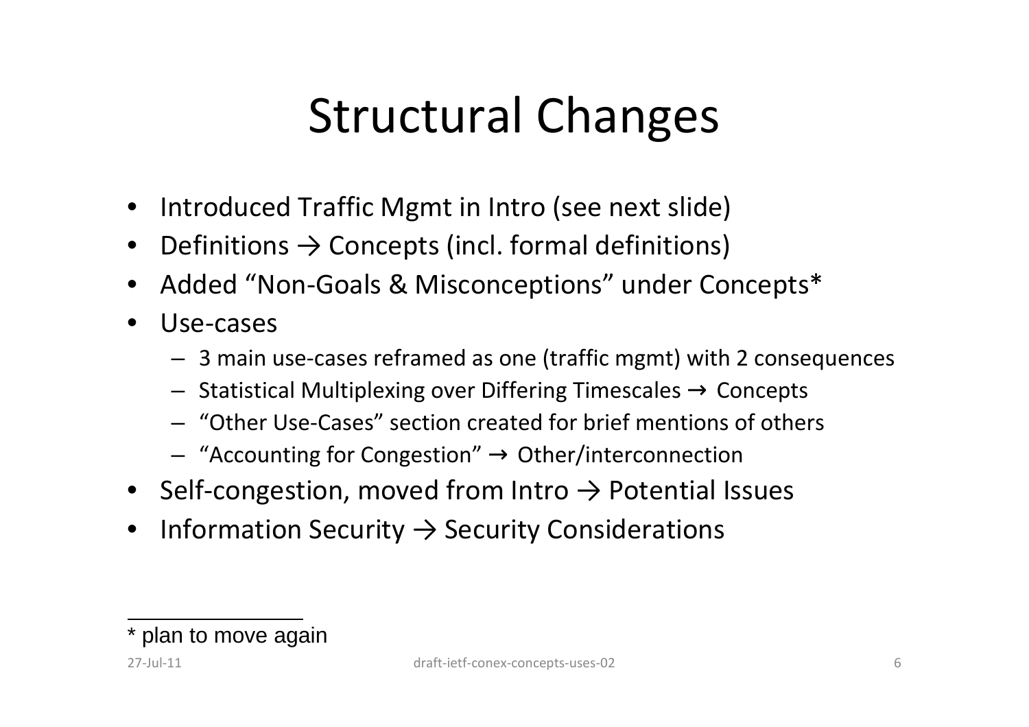# Structural Changes

- Introduced Traffic Mgmt in Intro (see next slide)
- Definitions → Concepts (incl. formal definitions)
- Added “Non-Goals & Misconceptions” under Concepts*
- Use-cases
  - 3 main use-cases reframed as one (traffic mgmt) with 2 consequences
  - Statistical Multiplexing over Differing Timescales → Concepts
  - “Other Use-Cases” section created for brief mentions of others
  - “Accounting for Congestion” → Other/interconnection
- Self-congestion, moved from Intro → Potential Issues
- Information Security → Security Considerations

---

* plan to move again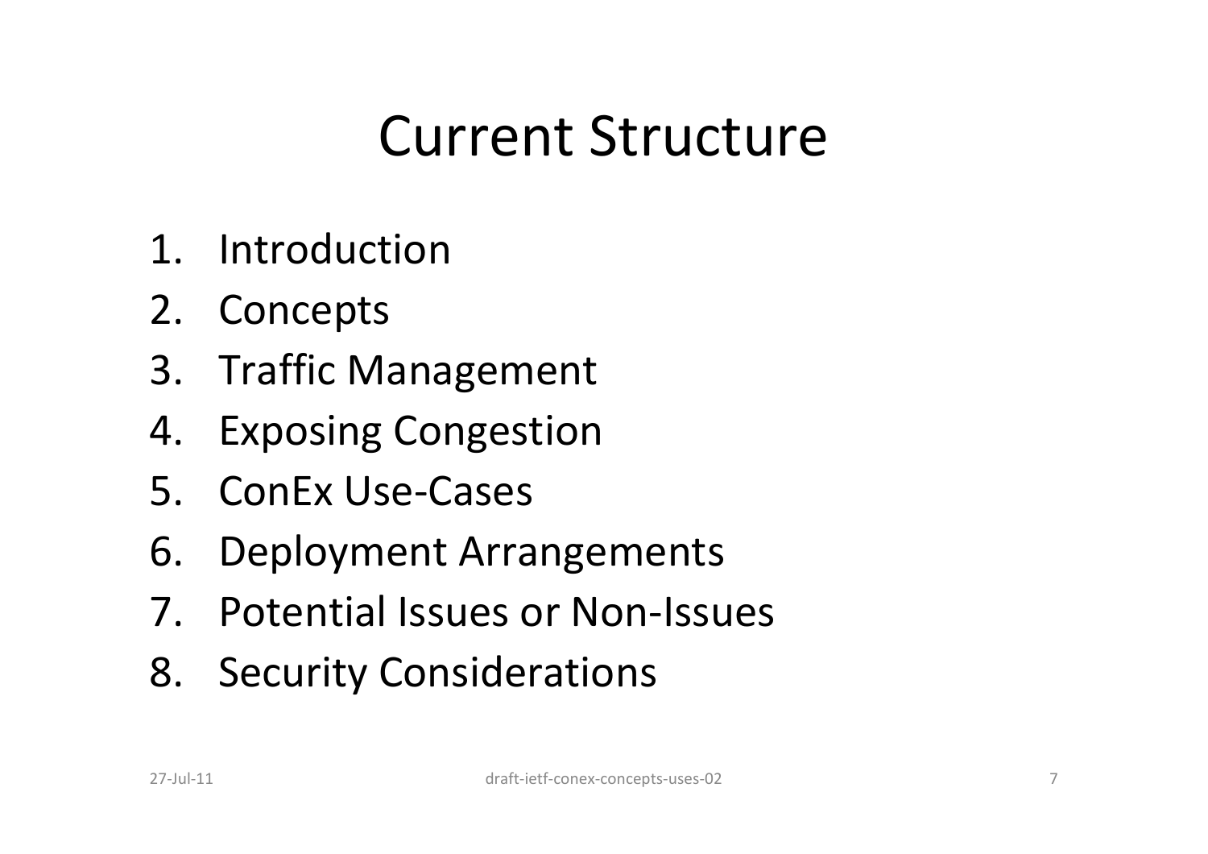# Current Structure

1. Introduction
2. Concepts
3. Traffic Management
4. Exposing Congestion
5. ConEx Use-Cases
6. Deployment Arrangements
7. Potential Issues or Non-Issues
8. Security Considerations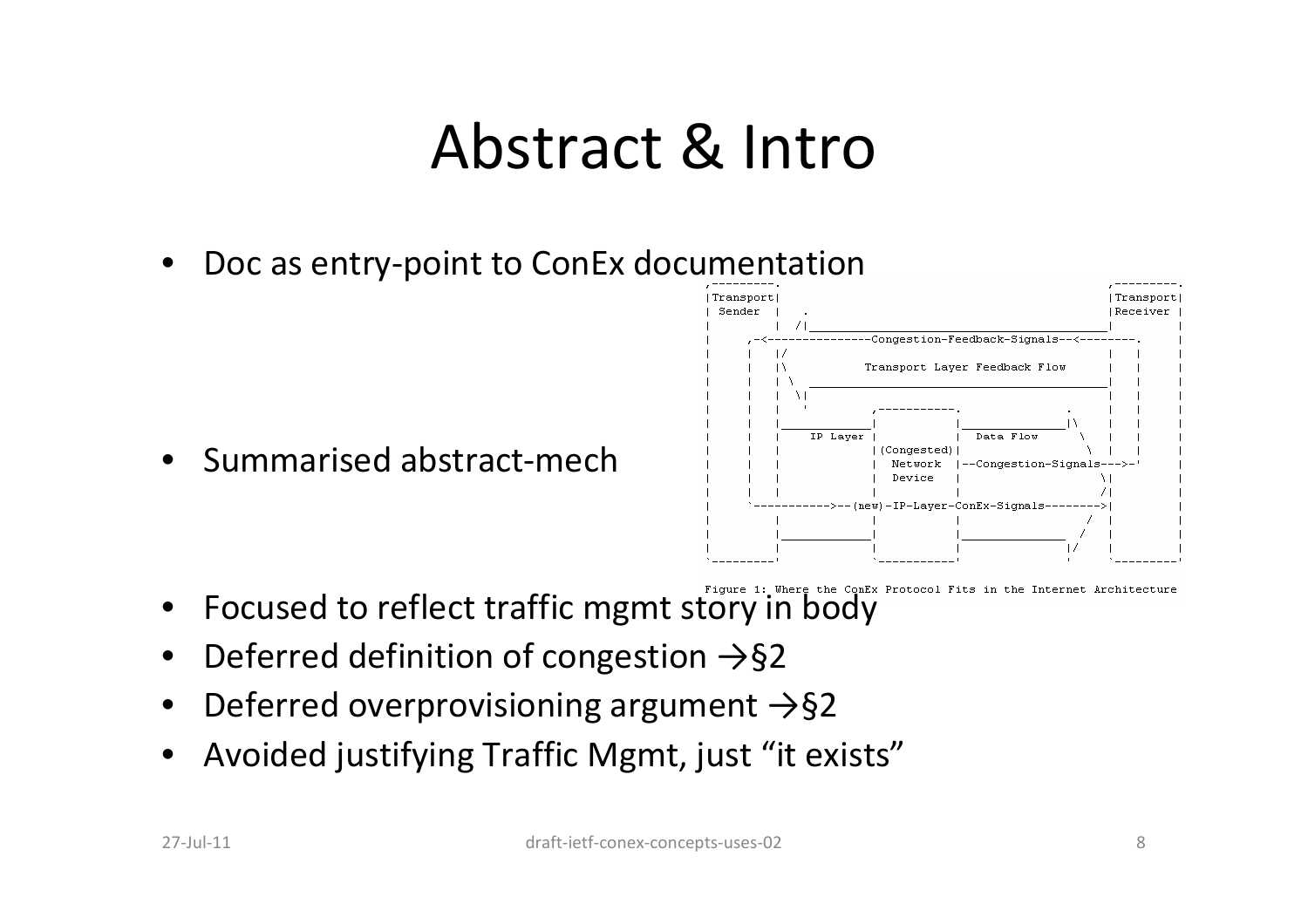# Abstract & Intro

- Doc as entry-point to ConEx documentation
- Summarised abstract-mech

```
,---------.                                               ,---------.
|Transport|                                               |Transport|
| Sender  |   .                                           |Receiver |
|         |  /|___________________________________________|         |
|     ,-<---------------Congestion-Feedback-Signals--<--------.     |
|     |   |/                                              |   |     |
|     |   |\           Transport Layer Feedback Flow      |   |     |
|     |   | \  ___________________________________________|   |     |
|     |   |  \|                                           |   |     |
|     |   |   '         ,-----------.               .     |   |     |
|     |   |_____________|           |_______________|\    |   |     |
|     |   |    IP Layer |           |   Data Flow     \   |   |     |
|     |   |             |(Congested)|                  \  |   |     |
|     |   |             |  Network  |--Congestion-Signals--->-'     |
|     |   |             |  Device   |                    \|         |
|     |   |             |           |                    /|         |
|     `----------->--(new)-IP-Layer-ConEx-Signals-------->|         |
|         |             |           |                  /  |         |
|         |_____________|           |_______________  /   |         |
|         |             |           |               |/    |         |
`---------'             `-----------'               '     `---------'
```

Figure 1: Where the ConEx Protocol Fits in the Internet Architecture

- Focused to reflect traffic mgmt story in body
- Deferred definition of congestion →§2
- Deferred overprovisioning argument →§2
- Avoided justifying Traffic Mgmt, just “it exists”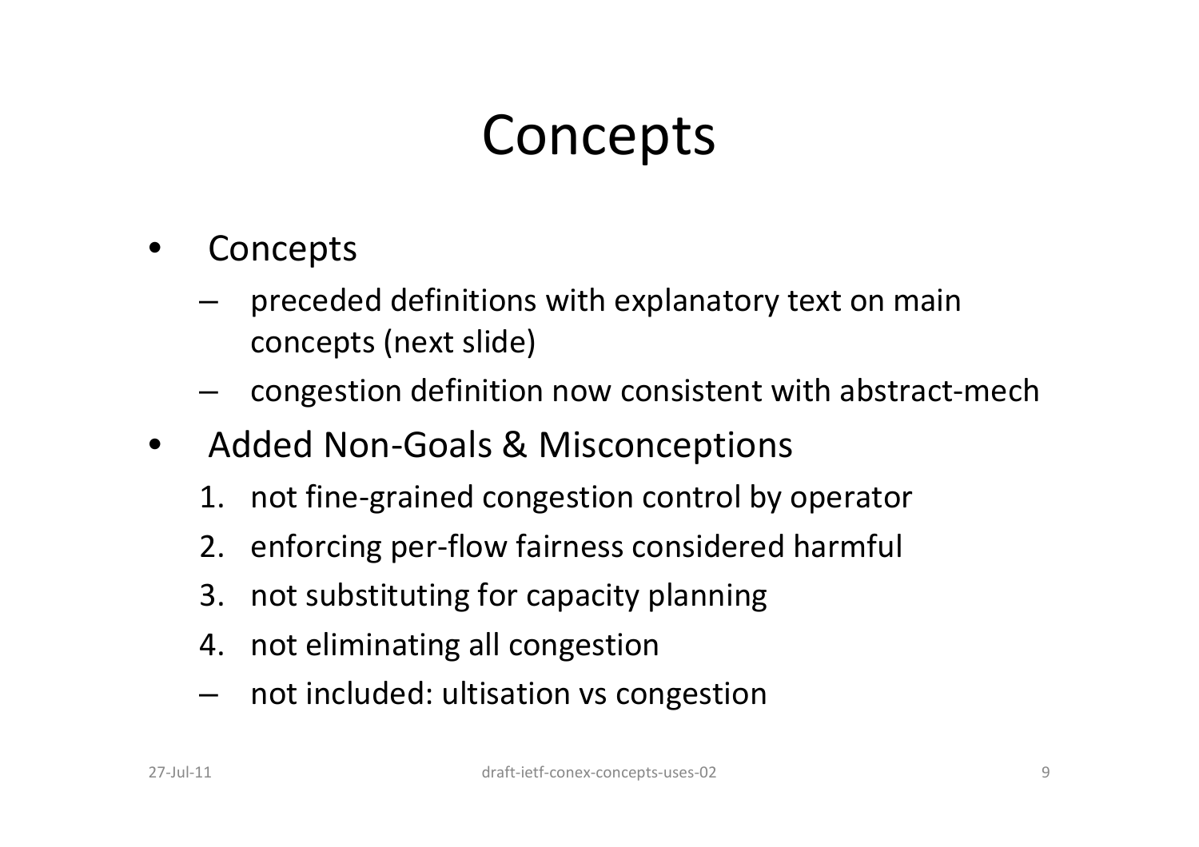# Concepts

- Concepts
  - preceded definitions with explanatory text on main concepts (next slide)
  - congestion definition now consistent with abstract-mech
- Added Non-Goals & Misconceptions
  1. not fine-grained congestion control by operator
  2. enforcing per-flow fairness considered harmful
  3. not substituting for capacity planning
  4. not eliminating all congestion
  - not included: ultisation vs congestion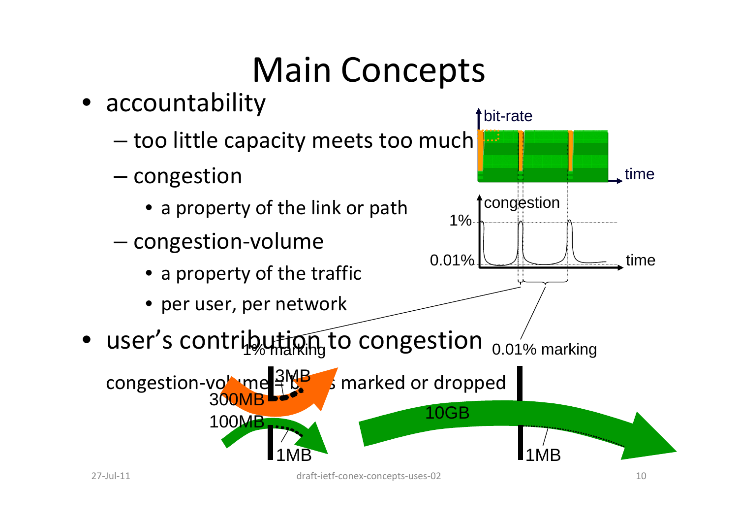# Main Concepts

- accountability
  - too little capacity meets too much
  - congestion
    - a property of the link or path
  - congestion-volume
    - a property of the traffic
    - per user, per network
- user's contribution to congestion

congestion-volume = bytes marked or dropped

bit-rate

time

congestion

1%

0.01%

time

1% marking

0.01% marking

3MB

300MB

100MB

1MB

10GB

1MB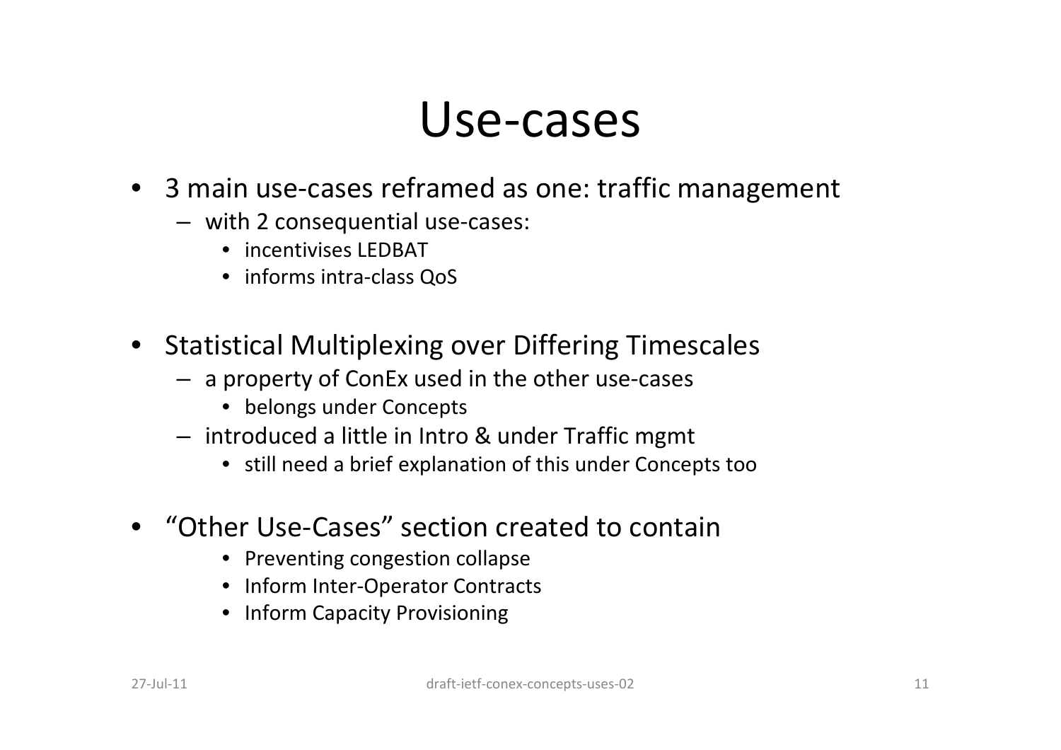# Use-cases

- 3 main use-cases reframed as one: traffic management
  - with 2 consequential use-cases:
    - incentivises LEDBAT
    - informs intra-class QoS
- Statistical Multiplexing over Differing Timescales
  - a property of ConEx used in the other use-cases
    - belongs under Concepts
  - introduced a little in Intro & under Traffic mgmt
    - still need a brief explanation of this under Concepts too
- "Other Use-Cases" section created to contain
  - Preventing congestion collapse
  - Inform Inter-Operator Contracts
  - Inform Capacity Provisioning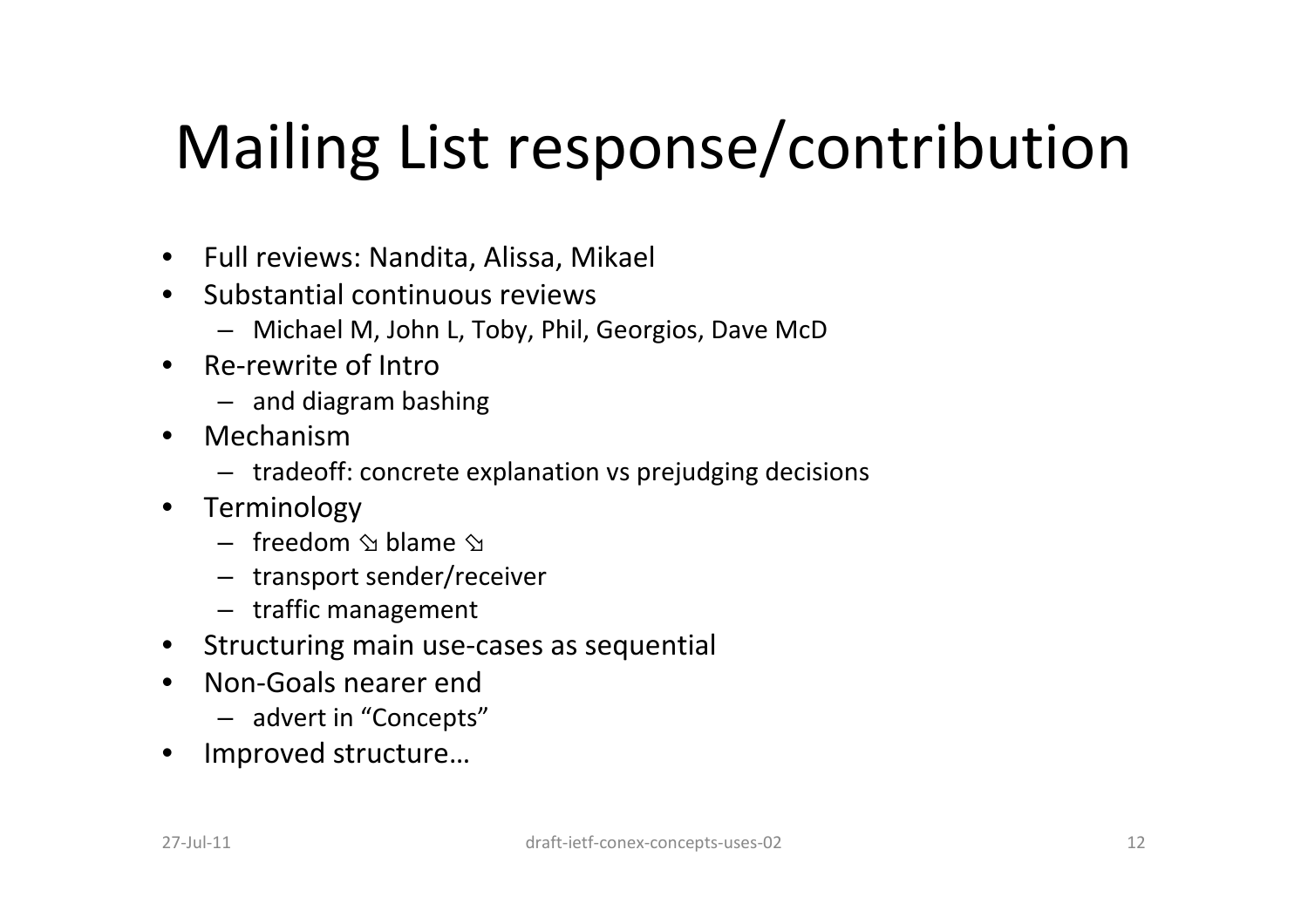# Mailing List response/contribution

- Full reviews: Nandita, Alissa, Mikael
- Substantial continuous reviews
  - Michael M, John L, Toby, Phil, Georgios, Dave McD
- Re-rewrite of Intro
  - and diagram bashing
- Mechanism
  - tradeoff: concrete explanation vs prejudging decisions
- Terminology
  - freedom ⇘ blame ⇘
  - transport sender/receiver
  - traffic management
- Structuring main use-cases as sequential
- Non-Goals nearer end
  - advert in "Concepts"
- Improved structure…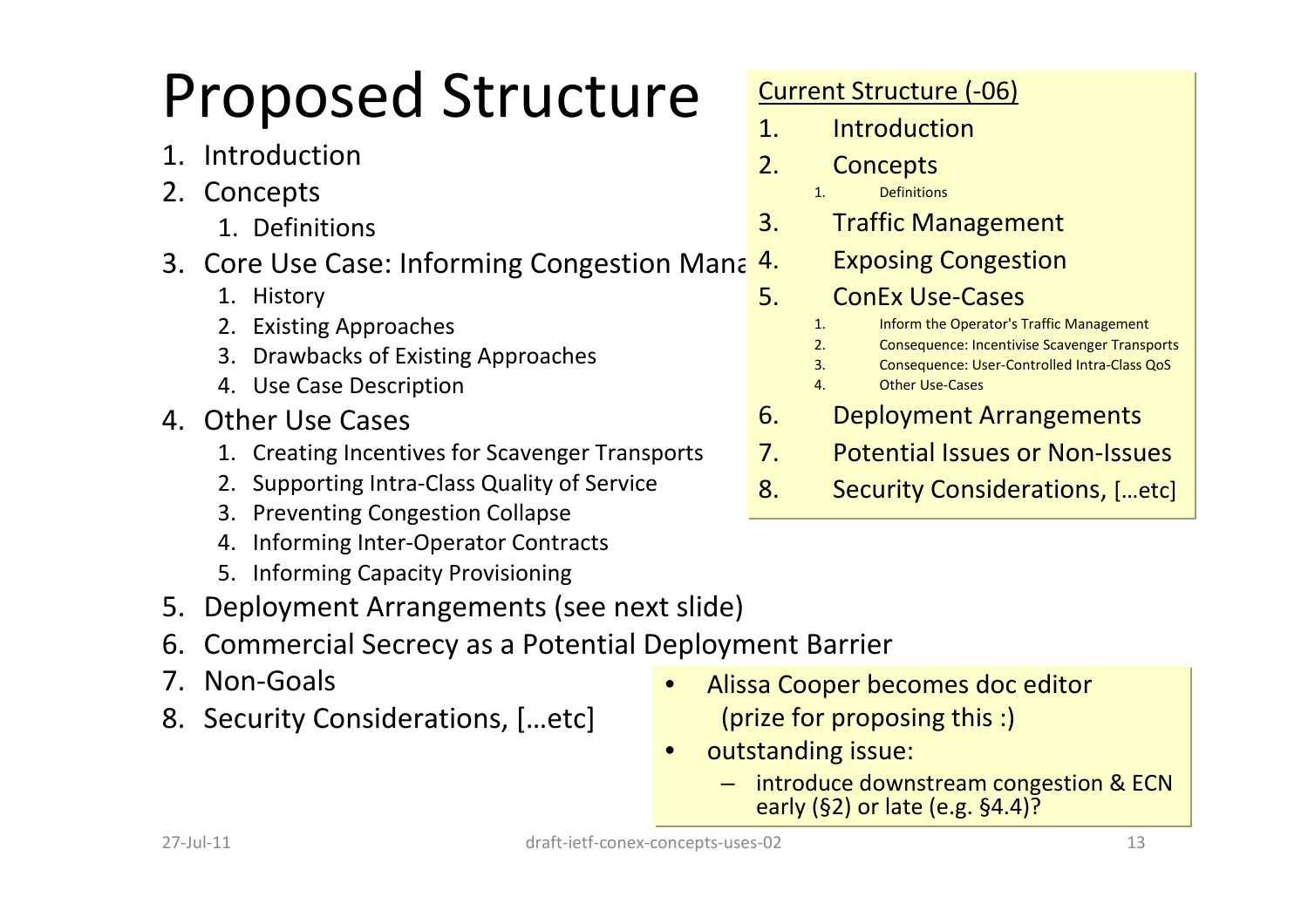# Proposed Structure

1. Introduction
2. Concepts
    1. Definitions
3. Core Use Case: Informing Congestion Mana
    1. History
    2. Existing Approaches
    3. Drawbacks of Existing Approaches
    4. Use Case Description
4. Other Use Cases
    1. Creating Incentives for Scavenger Transports
    2. Supporting Intra-Class Quality of Service
    3. Preventing Congestion Collapse
    4. Informing Inter-Operator Contracts
    5. Informing Capacity Provisioning
5. Deployment Arrangements (see next slide)
6. Commercial Secrecy as a Potential Deployment Barrier
7. Non-Goals
8. Security Considerations, […etc]

Current Structure (-06)

1. Introduction
2. Concepts
    1. Definitions
3. Traffic Management
4. Exposing Congestion
5. ConEx Use-Cases
    1. Inform the Operator's Traffic Management
    2. Consequence: Incentivise Scavenger Transports
    3. Consequence: User-Controlled Intra-Class QoS
    4. Other Use-Cases
6. Deployment Arrangements
7. Potential Issues or Non-Issues
8. Security Considerations, […etc]

- Alissa Cooper becomes doc editor (prize for proposing this :)
- outstanding issue:
    - introduce downstream congestion & ECN early (§2) or late (e.g. §4.4)?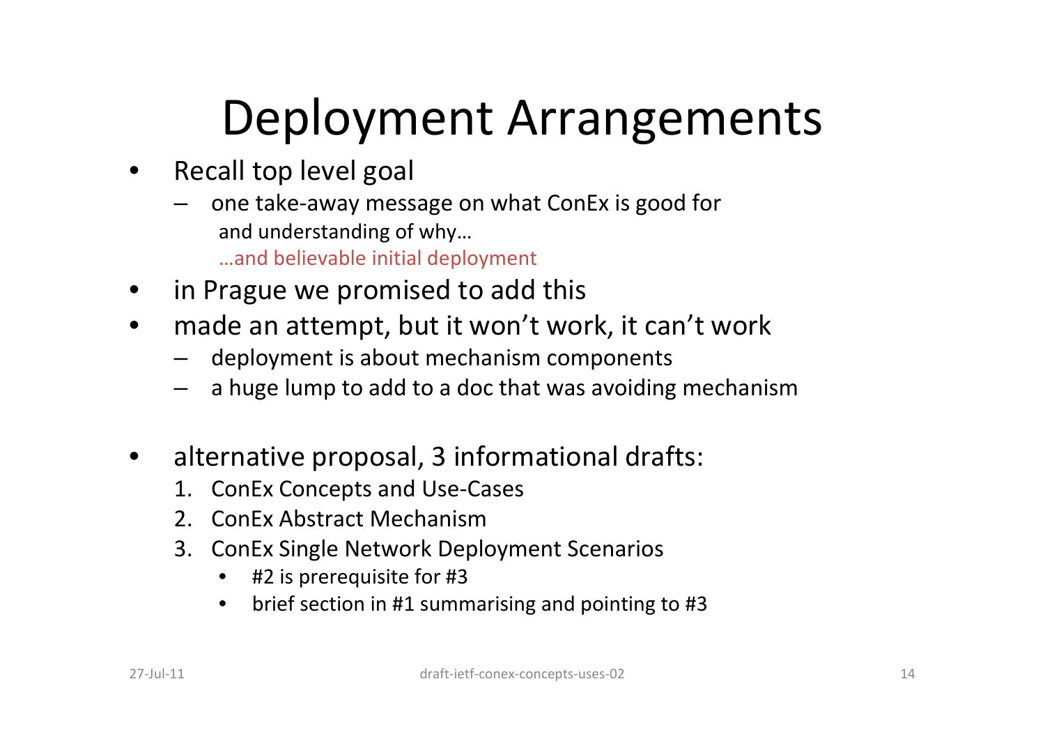# Deployment Arrangements

- Recall top level goal
  - one take-away message on what ConEx is good for
    and understanding of why…
    …and believable initial deployment
- in Prague we promised to add this
- made an attempt, but it won't work, it can't work
  - deployment is about mechanism components
  - a huge lump to add to a doc that was avoiding mechanism

- alternative proposal, 3 informational drafts:
  1. ConEx Concepts and Use-Cases
  2. ConEx Abstract Mechanism
  3. ConEx Single Network Deployment Scenarios
     - #2 is prerequisite for #3
     - brief section in #1 summarising and pointing to #3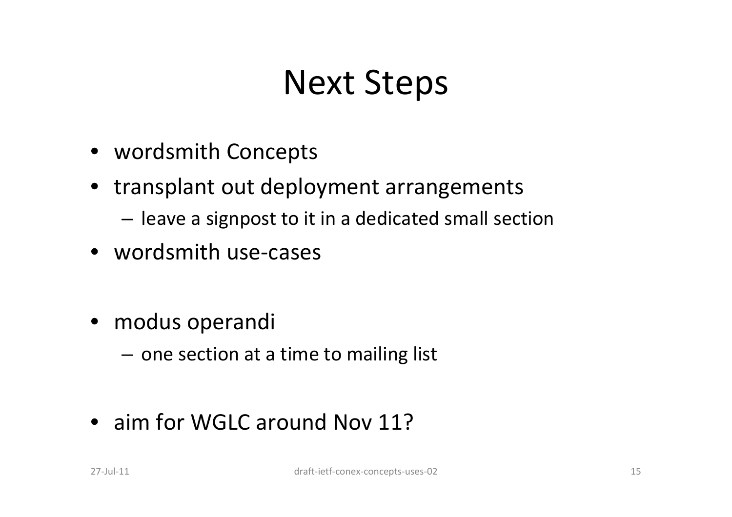# Next Steps

- wordsmith Concepts
- transplant out deployment arrangements
  - leave a signpost to it in a dedicated small section
- wordsmith use-cases
- modus operandi
  - one section at a time to mailing list
- aim for WGLC around Nov 11?